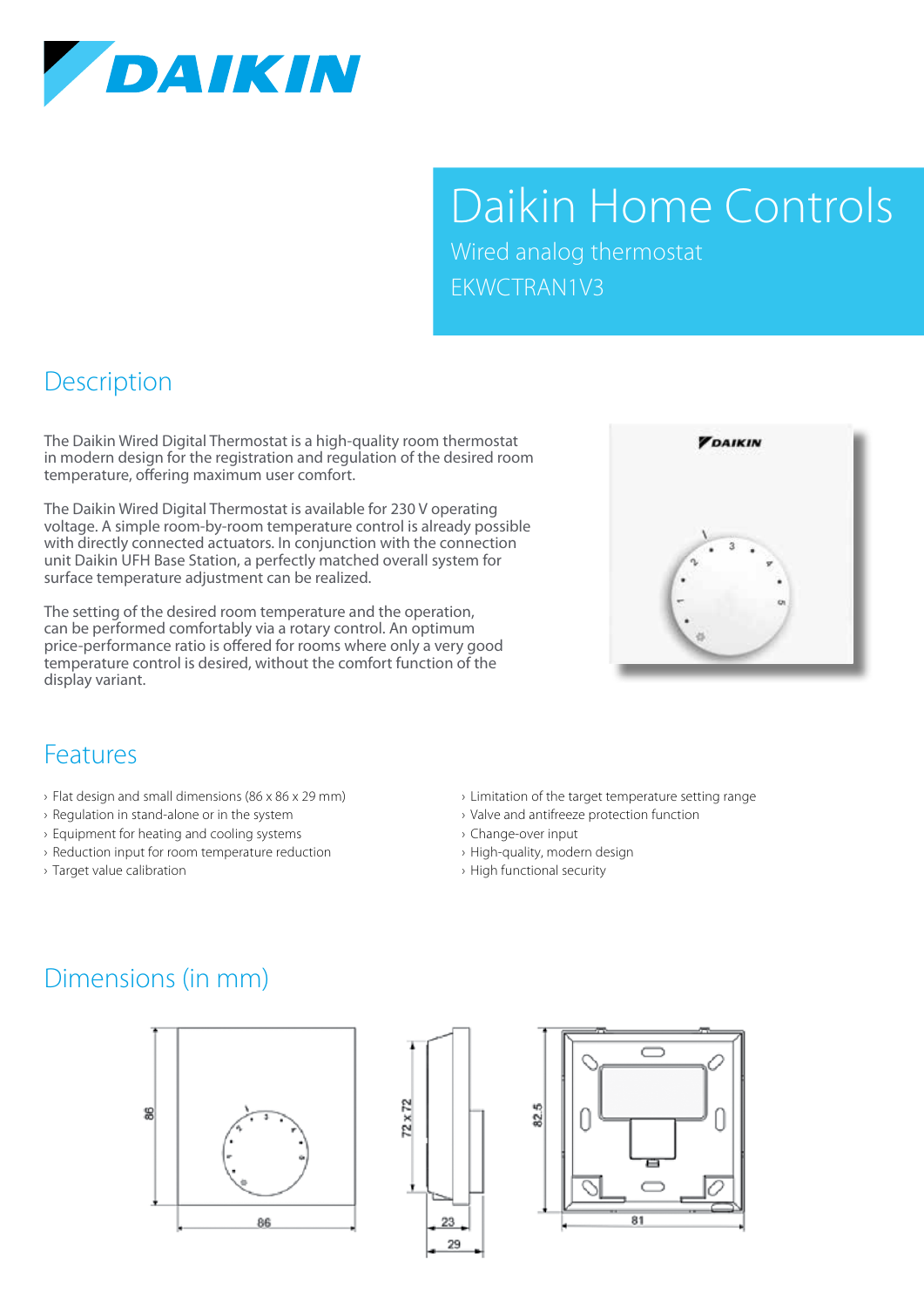# Daikin Home Controls

Wired analog thermostat

EKWCTRAN1V3

## Description

The Daikin Wired Digital Thermostat is a high-quality room thermostat in modern design for the registration and regulation of the desired room temperature, offering maximum user comfort.

The Daikin Wired Digital Thermostat is available for 230 V operating voltage. A simple room-by-room temperature control is already possible with directly connected actuators. In conjunction with the connection unit Daikin UFH Base Station, a perfectly matched overall system for surface temperature adjustment can be realized.

The setting of the desired room temperature and the operation, can be performed comfortably via a rotary control. An optimum price-performance ratio is offered for rooms where only a very good temperature control is desired, without the comfort function of the display variant.

## Features

- Flat design and small dimensions (86 x 86 x 29 mm)
- Regulation in stand-alone or in the system
- Equipment for heating and cooling systems
- Reduction input for room temperature reduction
- Target value calibration
- Limitation of the target temperature setting range
- Valve and antifreeze protection function
- Change-over input
- High-quality, modern design
- High functional security

## Dimensions (in mm)

86

86

72 x 72

23

29

82.5

81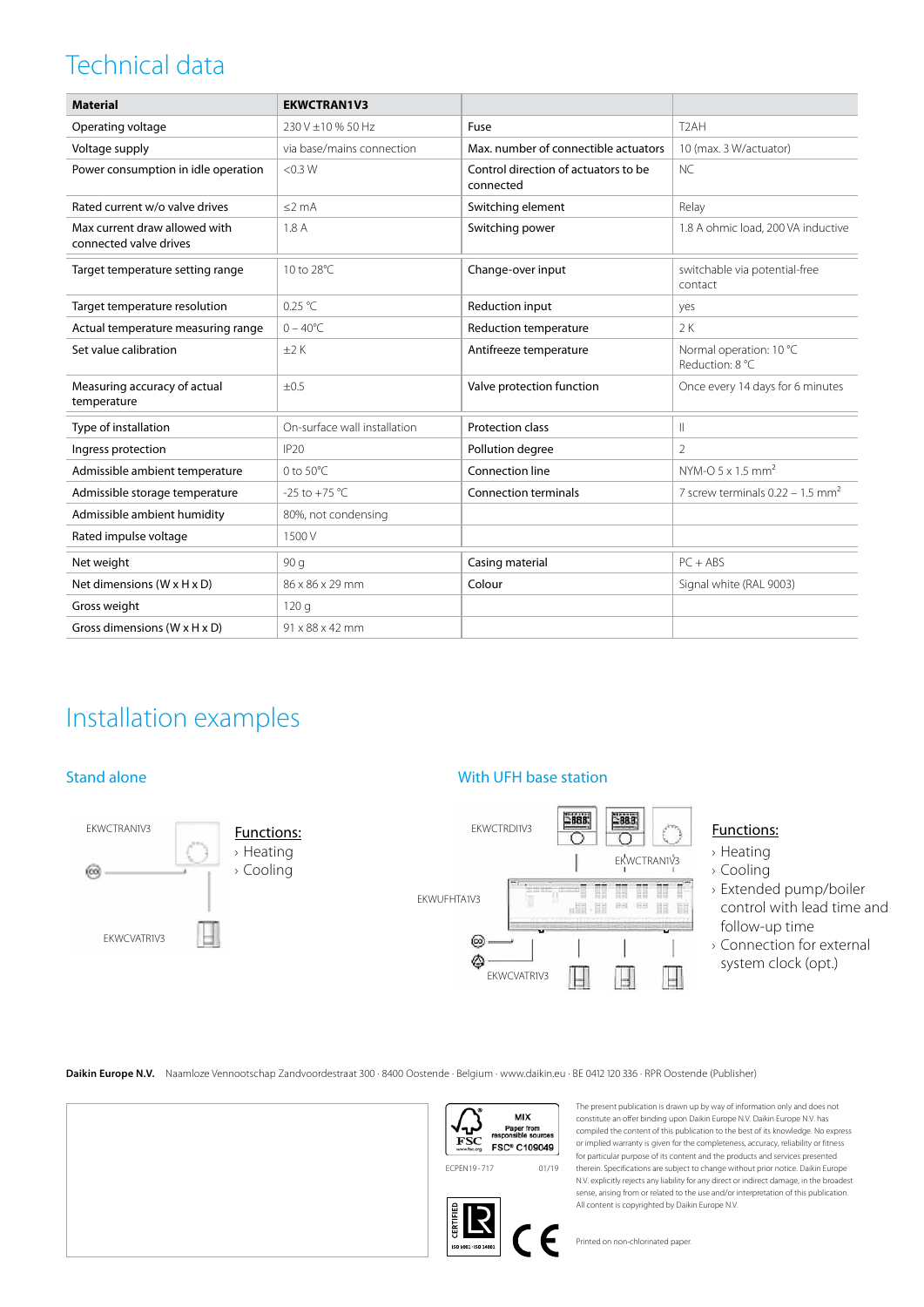# Technical data

| Material | EKWCTRAN1V3 | | |
|---|---|---|---|
| Operating voltage | 230 V ±10 % 50 Hz | Fuse | T2AH |
| Voltage supply | via base/mains connection | Max. number of connectible actuators | 10 (max. 3 W/actuator) |
| Power consumption in idle operation | <0.3 W | Control direction of actuators to be connected | NC |
| Rated current w/o valve drives | ≤2 mA | Switching element | Relay |
| Max current draw allowed with connected valve drives | 1.8 A | Switching power | 1.8 A ohmic load, 200 VA inductive |
| Target temperature setting range | 10 to 28°C | Change-over input | switchable via potential-free contact |
| Target temperature resolution | 0.25 °C | Reduction input | yes |
| Actual temperature measuring range | 0 – 40°C | Reduction temperature | 2 K |
| Set value calibration | ±2 K | Antifreeze temperature | Normal operation: 10 °C<br>Reduction: 8 °C |
| Measuring accuracy of actual temperature | ±0.5 | Valve protection function | Once every 14 days for 6 minutes |
| Type of installation | On-surface wall installation | Protection class | II |
| Ingress protection | IP20 | Pollution degree | 2 |
| Admissible ambient temperature | 0 to 50°C | Connection line | NYM-O 5 x 1.5 mm$^2$ |
| Admissible storage temperature | -25 to +75 °C | Connection terminals | 7 screw terminals 0.22 – 1.5 mm$^2$ |
| Admissible ambient humidity | 80%, not condensing | | |
| Rated impulse voltage | 1500 V | | |
| Net weight | 90 g | Casing material | PC + ABS |
| Net dimensions (W x H x D) | 86 x 86 x 29 mm | Colour | Signal white (RAL 9003) |
| Gross weight | 120 g | | |
| Gross dimensions (W x H x D) | 91 x 88 x 42 mm | | |

# Installation examples

## Stand alone

EKWCTRAN1V3

EKWCVATR1V3

Functions:
- Heating
- Cooling

## With UFH base station

EKWCTRDI1V3

EKWCTRAN1V3

EKWUFHTA1V3

EKWCVATR1V3

Functions:
- Heating
- Cooling
- Extended pump/boiler control with lead time and follow-up time
- Connection for external system clock (opt.)

**Daikin Europe N.V.** Naamloze Vennootschap Zandvoordestraat 300 · 8400 Oostende · Belgium · www.daikin.eu · BE 0412 120 336 · RPR Oostende (Publisher)

MIX Paper from responsible sources FSC® C109049

ECPEN19-717 01/19

The present publication is drawn up by way of information only and does not constitute an offer binding upon Daikin Europe N.V. Daikin Europe N.V. has compiled the content of this publication to the best of its knowledge. No express or implied warranty is given for the completeness, accuracy, reliability or fitness for particular purpose of its content and the products and services presented therein. Specifications are subject to change without prior notice. Daikin Europe N.V. explicitly rejects any liability for any direct or indirect damage, in the broadest sense, arising from or related to the use and/or interpretation of this publication. All content is copyrighted by Daikin Europe N.V.

Printed on non-chlorinated paper.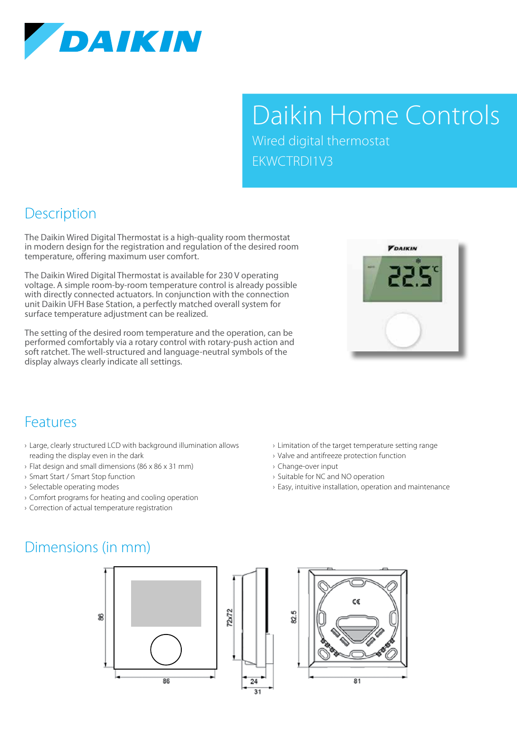# Daikin Home Controls

Wired digital thermostat

EKWCTRDI1V3

## Description

The Daikin Wired Digital Thermostat is a high-quality room thermostat in modern design for the registration and regulation of the desired room temperature, offering maximum user comfort.

The Daikin Wired Digital Thermostat is available for 230 V operating voltage. A simple room-by-room temperature control is already possible with directly connected actuators. In conjunction with the connection unit Daikin UFH Base Station, a perfectly matched overall system for surface temperature adjustment can be realized.

The setting of the desired room temperature and the operation, can be performed comfortably via a rotary control with rotary-push action and soft ratchet. The well-structured and language-neutral symbols of the display always clearly indicate all settings.

## Features

- Large, clearly structured LCD with background illumination allows reading the display even in the dark
- Flat design and small dimensions (86 x 86 x 31 mm)
- Smart Start / Smart Stop function
- Selectable operating modes
- Comfort programs for heating and cooling operation
- Correction of actual temperature registration
- Limitation of the target temperature setting range
- Valve and antifreeze protection function
- Change-over input
- Suitable for NC and NO operation
- Easy, intuitive installation, operation and maintenance

## Dimensions (in mm)

86

86

72x72

24

31

82.5

81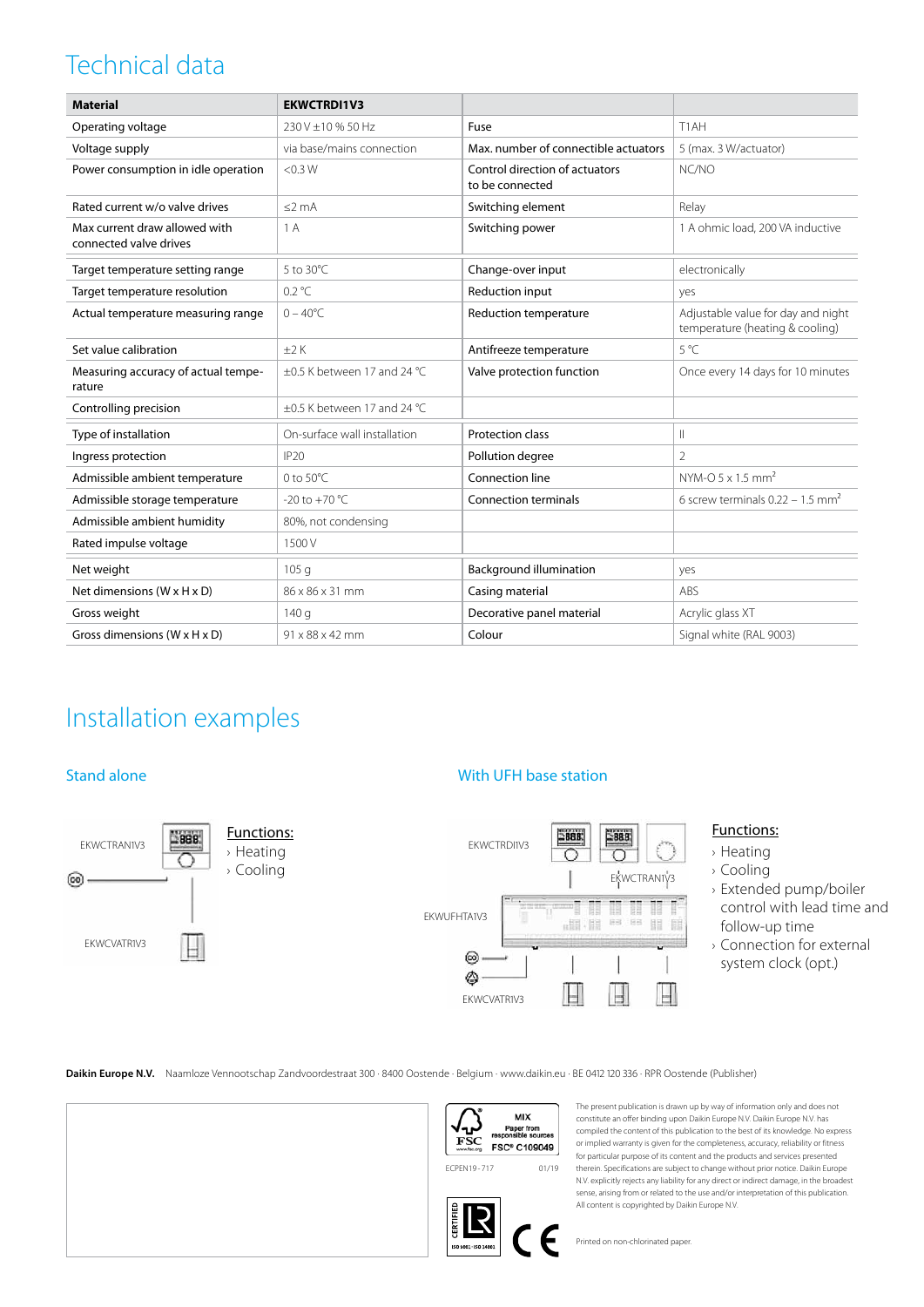# Technical data

| Material | EKWCTRDI1V3 | | |
|---|---|---|---|
| Operating voltage | 230 V ±10 % 50 Hz | Fuse | T1AH |
| Voltage supply | via base/mains connection | Max. number of connectible actuators | 5 (max. 3 W/actuator) |
| Power consumption in idle operation | <0.3 W | Control direction of actuators to be connected | NC/NO |
| Rated current w/o valve drives | ≤2 mA | Switching element | Relay |
| Max current draw allowed with connected valve drives | 1 A | Switching power | 1 A ohmic load, 200 VA inductive |
| Target temperature setting range | 5 to 30°C | Change-over input | electronically |
| Target temperature resolution | 0.2 °C | Reduction input | yes |
| Actual temperature measuring range | 0 – 40°C | Reduction temperature | Adjustable value for day and night temperature (heating & cooling) |
| Set value calibration | ±2 K | Antifreeze temperature | 5 °C |
| Measuring accuracy of actual temperature | ±0.5 K between 17 and 24 °C | Valve protection function | Once every 14 days for 10 minutes |
| Controlling precision | ±0.5 K between 17 and 24 °C | | |
| Type of installation | On-surface wall installation | Protection class | II |
| Ingress protection | IP20 | Pollution degree | 2 |
| Admissible ambient temperature | 0 to 50°C | Connection line | NYM-O 5 x 1.5 mm$^2$ |
| Admissible storage temperature | -20 to +70 °C | Connection terminals | 6 screw terminals 0.22 – 1.5 mm$^2$ |
| Admissible ambient humidity | 80%, not condensing | | |
| Rated impulse voltage | 1500 V | | |
| Net weight | 105 g | Background illumination | yes |
| Net dimensions (W x H x D) | 86 x 86 x 31 mm | Casing material | ABS |
| Gross weight | 140 g | Decorative panel material | Acrylic glass XT |
| Gross dimensions (W x H x D) | 91 x 88 x 42 mm | Colour | Signal white (RAL 9003) |

# Installation examples

## Stand alone

EKWCTRAN1V3

EKWCVATR1V3

**Functions:**
- Heating
- Cooling

## With UFH base station

EKWCTRDI1V3

EKWCTRAN1V3

EKWUFHTA1V3

EKWCVATR1V3

**Functions:**
- Heating
- Cooling
- Extended pump/boiler control with lead time and follow-up time
- Connection for external system clock (opt.)

**Daikin Europe N.V.** Naamloze Vennootschap Zandvoordestraat 300 · 8400 Oostende · Belgium · www.daikin.eu · BE 0412 120 336 · RPR Oostende (Publisher)

MIX Paper from responsible sources FSC® C109049

ECPEN19-717 01/19

The present publication is drawn up by way of information only and does not constitute an offer binding upon Daikin Europe N.V. Daikin Europe N.V. has compiled the content of this publication to the best of its knowledge. No express or implied warranty is given for the completeness, accuracy, reliability or fitness for particular purpose of its content and the products and services presented therein. Specifications are subject to change without prior notice. Daikin Europe N.V. explicitly rejects any liability for any direct or indirect damage, in the broadest sense, arising from or related to the use and/or interpretation of this publication. All content is copyrighted by Daikin Europe N.V.

Printed on non-chlorinated paper.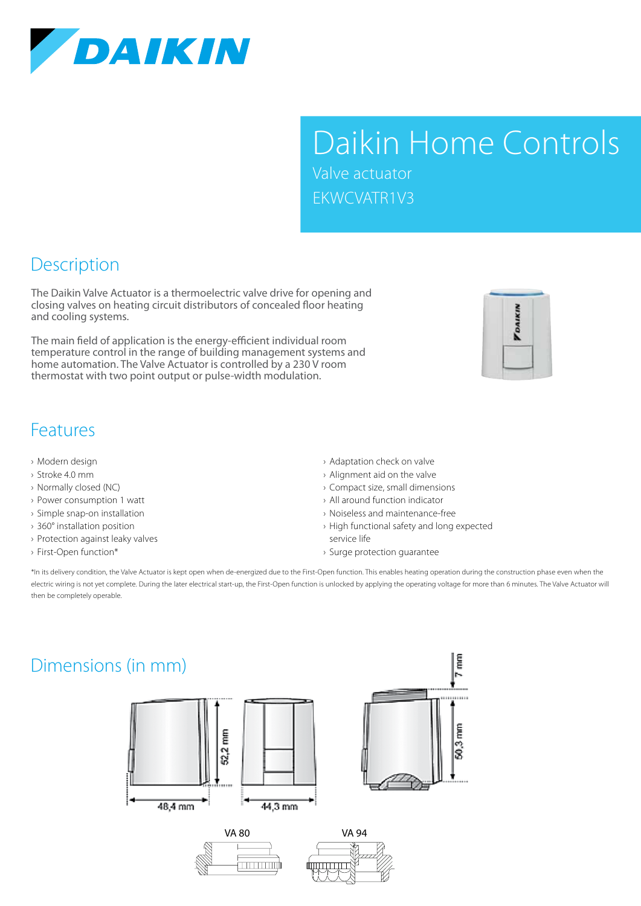# Daikin Home Controls

Valve actuator

EKWCVATR1V3

## Description

The Daikin Valve Actuator is a thermoelectric valve drive for opening and closing valves on heating circuit distributors of concealed floor heating and cooling systems.

The main field of application is the energy-efficient individual room temperature control in the range of building management systems and home automation. The Valve Actuator is controlled by a 230 V room thermostat with two point output or pulse-width modulation.

## Features

- Modern design
- Stroke 4.0 mm
- Normally closed (NC)
- Power consumption 1 watt
- Simple snap-on installation
- 360° installation position
- Protection against leaky valves
- First-Open function*
- Adaptation check on valve
- Alignment aid on the valve
- Compact size, small dimensions
- All around function indicator
- Noiseless and maintenance-free
- High functional safety and long expected service life
- Surge protection guarantee

*In its delivery condition, the Valve Actuator is kept open when de-energized due to the First-Open function. This enables heating operation during the construction phase even when the electric wiring is not yet complete. During the later electrical start-up, the First-Open function is unlocked by applying the operating voltage for more than 6 minutes. The Valve Actuator will then be completely operable.

## Dimensions (in mm)

7 mm

52,2 mm

50,3 mm

48,4 mm

44,3 mm

VA 80

VA 94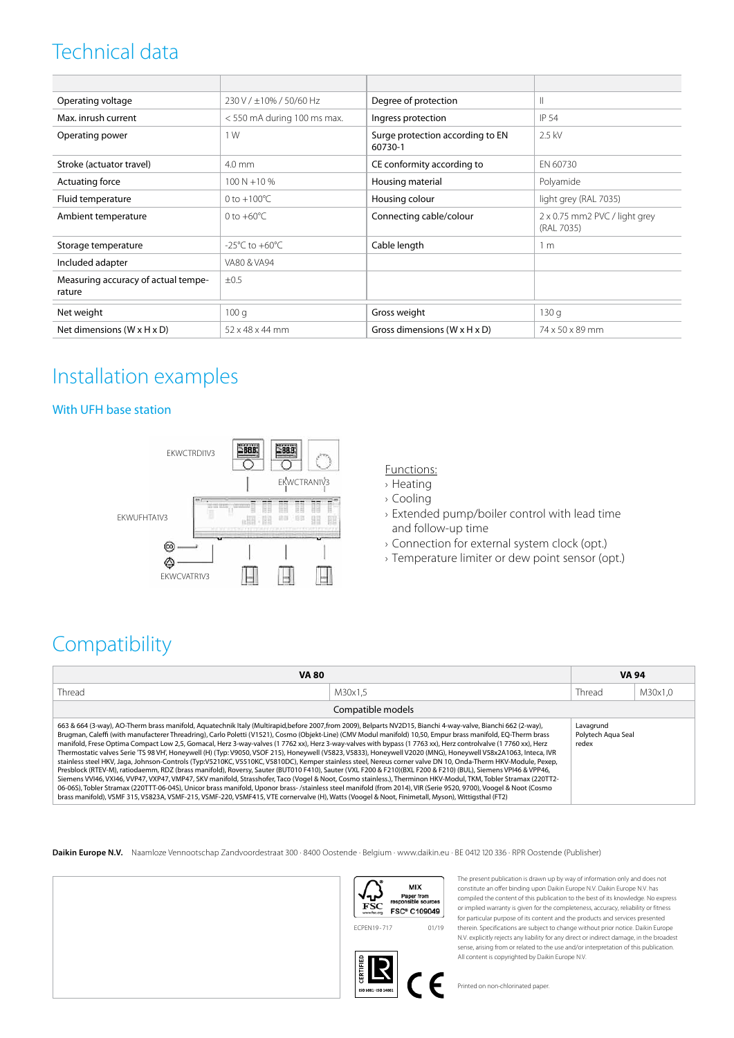# Technical data

| | | | |
|---|---|---|---|
| Operating voltage | 230 V / ±10% / 50/60 Hz | Degree of protection | II |
| Max. inrush current | < 550 mA during 100 ms max. | Ingress protection | IP 54 |
| Operating power | 1 W | Surge protection according to EN 60730-1 | 2.5 kV |
| Stroke (actuator travel) | 4.0 mm | CE conformity according to | EN 60730 |
| Actuating force | 100 N +10 % | Housing material | Polyamide |
| Fluid temperature | 0 to +100°C | Housing colour | light grey (RAL 7035) |
| Ambient temperature | 0 to +60°C | Connecting cable/colour | 2 x 0.75 mm2 PVC / light grey (RAL 7035) |
| Storage temperature | -25°C to +60°C | Cable length | 1 m |
| Included adapter | VA80 & VA94 | | |
| Measuring accuracy of actual temperature | ±0.5 | | |
| Net weight | 100 g | Gross weight | 130 g |
| Net dimensions (W x H x D) | 52 x 48 x 44 mm | Gross dimensions (W x H x D) | 74 x 50 x 89 mm |

# Installation examples

## With UFH base station

EKWCTRDI1V3

EKWCTRAN1V3

EKWUFHTA1V3

EKWCVATR1V3

Functions:
- Heating
- Cooling
- Extended pump/boiler control with lead time and follow-up time
- Connection for external system clock (opt.)
- Temperature limiter or dew point sensor (opt.)

# Compatibility

| VA 80 | | VA 94 | |
|---|---|---|---|
| Thread | M30x1,5 | Thread | M30x1,0 |
| Compatible models | | | |
| 663 & 664 (3-way), AO-Therm brass manifold, Aquatechnik Italy (Multirapid,before 2007,from 2009), Belparts NV2D15, Bianchi 4-way-valve, Bianchi 662 (2-way), Brugman, Caleffi (with manufacterer Threadring), Carlo Poletti (V1521), Cosmo (Objekt-Line) (CMV Modul manifold) 10,50, Empur brass manifold, EQ-Therm brass manifold, Frese Optima Compact Low 2,5, Gomacal, Herz 3-way-valves (1 7762 xx), Herz 3-way-valves with bypass (1 7763 xx), Herz controlvalve (1 7760 xx), Herz Thermostatic valves Serie 'TS 98 VH', Honeywell (H) (Typ: V9050, VSOF 215), Honeywell (V5823, V5833), Honeywell V2020 (MNG), Honeywell V58x2A1063, Inteca, IVR stainless steel HKV, Jaga, Johnson-Controls (Typ:V5210KC, V5510KC, V5810DC), Kemper stainless steel, Nereus corner valve DN 10, Onda-Therm HKV-Module, Pexep, Presblock (RTEV-M), ratiodaemm, RDZ (brass manifold), Roversy, Sauter (BUT010 F410), Sauter (VXL F200 & F210)(BXL F200 & F210) (BUL), Siemens VPI46 & VPP46, Siemens VVI46, VXI46, VVP47, VXP47, VMP47, SKV manifold, Strasshofer, Taco (Vogel & Noot, Cosmo stainless.), Therminon HKV-Modul, TKM, Tobler Stramax (220TT2-06-06S), Tobler Stramax (220TTT-06-04S), Unicor brass manifold, Uponor brass- /stainless steel manifold (from 2014), VIR (Serie 9520, 9700), Voogel & Noot (Cosmo brass manifold), VSMF 315, V5823A, VSMF-215, VSMF-220, VSMF415, VTE cornervalve (H), Watts (Voogel & Noot, Finimetall, Myson), Wittigsthal (FT2) | | Lavagrund Polytech Aqua Seal redex | |

**Daikin Europe N.V.** Naamloze Vennootschap Zandvoordestraat 300 · 8400 Oostende · Belgium · www.daikin.eu · BE 0412 120 336 · RPR Oostende (Publisher)

MIX Paper from responsible sources FSC® C109049

ECPEN19-717 01/19

The present publication is drawn up by way of information only and does not constitute an offer binding upon Daikin Europe N.V. Daikin Europe N.V. has compiled the content of this publication to the best of its knowledge. No express or implied warranty is given for the completeness, accuracy, reliability or fitness for particular purpose of its content and the products and services presented therein. Specifications are subject to change without prior notice. Daikin Europe N.V. explicitly rejects any liability for any direct or indirect damage, in the broadest sense, arising from or related to the use and/or interpretation of this publication. All content is copyrighted by Daikin Europe N.V.

Printed on non-chlorinated paper.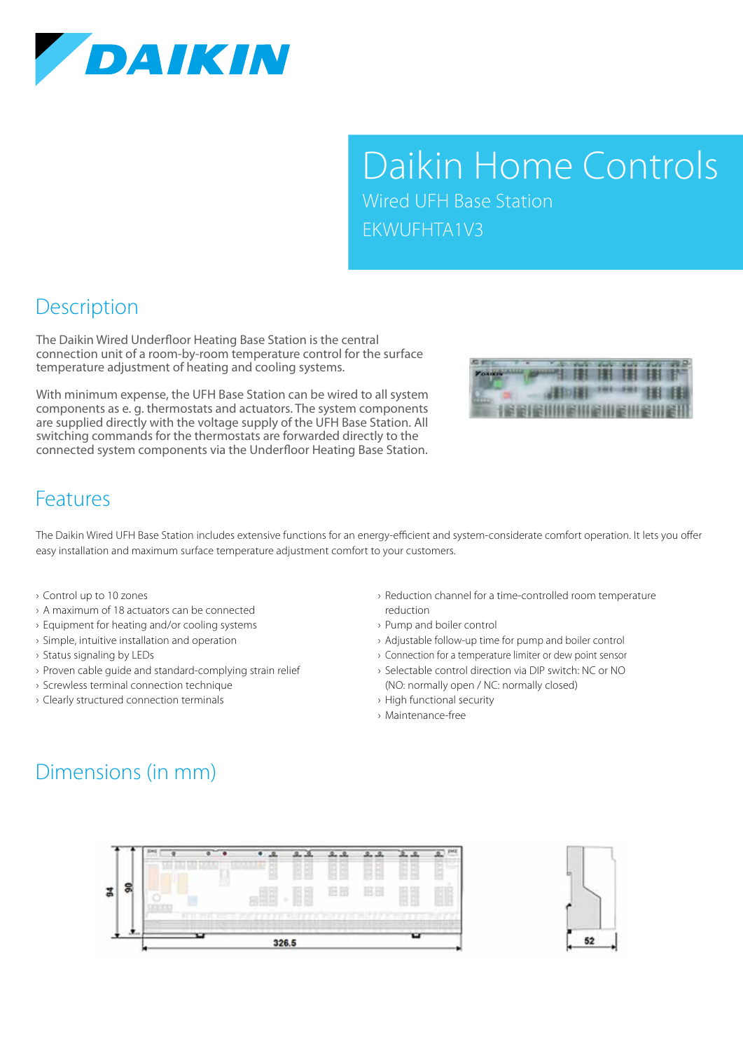# Daikin Home Controls

Wired UFH Base Station

EKWUFHTA1V3

## Description

The Daikin Wired Underfloor Heating Base Station is the central connection unit of a room-by-room temperature control for the surface temperature adjustment of heating and cooling systems.

With minimum expense, the UFH Base Station can be wired to all system components as e. g. thermostats and actuators. The system components are supplied directly with the voltage supply of the UFH Base Station. All switching commands for the thermostats are forwarded directly to the connected system components via the Underfloor Heating Base Station.

## Features

The Daikin Wired UFH Base Station includes extensive functions for an energy-efficient and system-considerate comfort operation. It lets you offer easy installation and maximum surface temperature adjustment comfort to your customers.

- Control up to 10 zones
- A maximum of 18 actuators can be connected
- Equipment for heating and/or cooling systems
- Simple, intuitive installation and operation
- Status signaling by LEDs
- Proven cable guide and standard-complying strain relief
- Screwless terminal connection technique
- Clearly structured connection terminals
- Reduction channel for a time-controlled room temperature reduction
- Pump and boiler control
- Adjustable follow-up time for pump and boiler control
- Connection for a temperature limiter or dew point sensor
- Selectable control direction via DIP switch: NC or NO (NO: normally open / NC: normally closed)
- High functional security
- Maintenance-free

## Dimensions (in mm)

94

90

326.5

52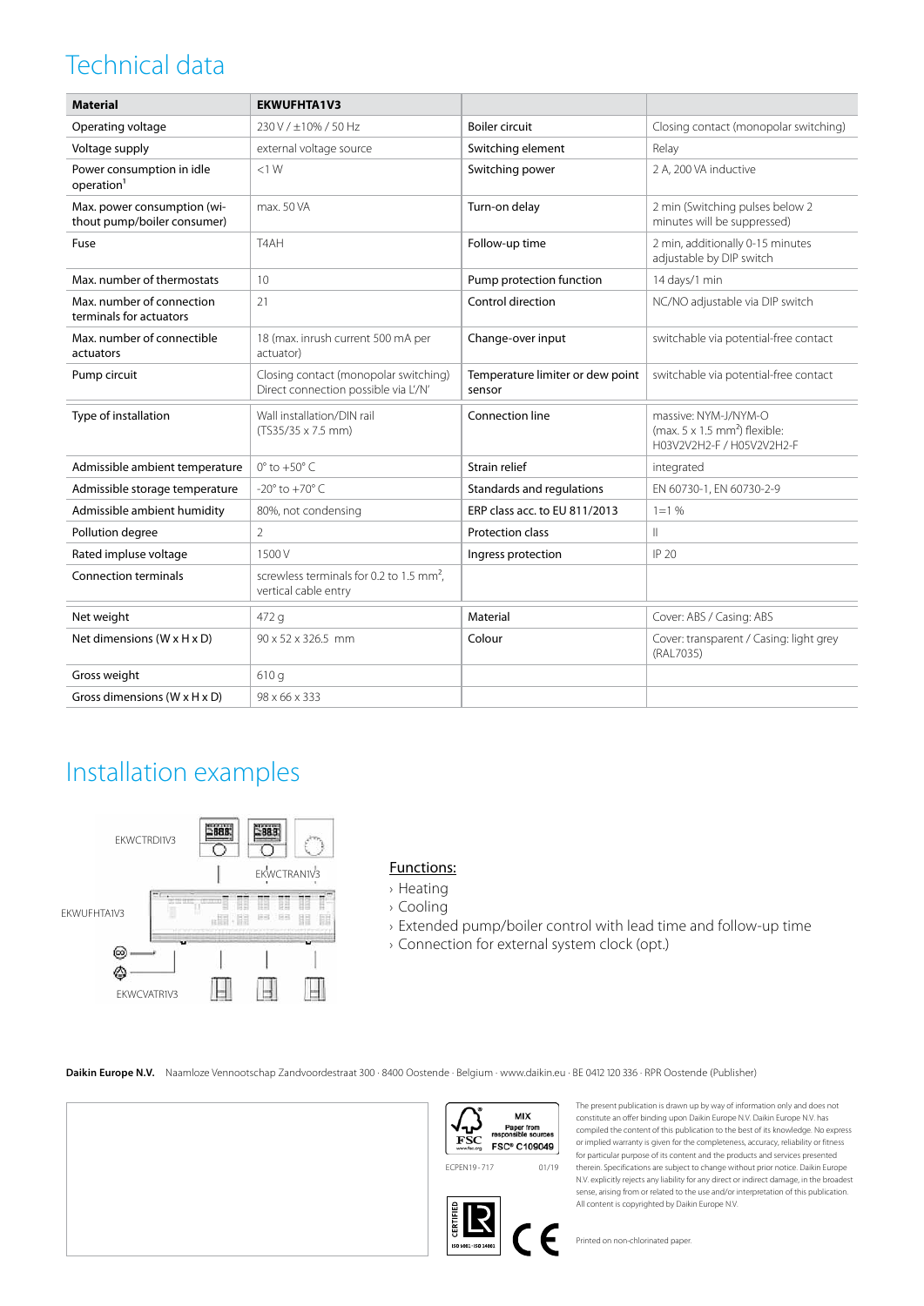# Technical data

| Material | EKWUFHTA1V3 | | |
|---|---|---|---|
| Operating voltage | 230 V / ±10% / 50 Hz | Boiler circuit | Closing contact (monopolar switching) |
| Voltage supply | external voltage source | Switching element | Relay |
| Power consumption in idle operation[1] | <1 W | Switching power | 2 A, 200 VA inductive |
| Max. power consumption (without pump/boiler consumer) | max. 50 VA | Turn-on delay | 2 min (Switching pulses below 2 minutes will be suppressed) |
| Fuse | T4AH | Follow-up time | 2 min, additionally 0-15 minutes adjustable by DIP switch |
| Max. number of thermostats | 10 | Pump protection function | 14 days/1 min |
| Max. number of connection terminals for actuators | 21 | Control direction | NC/NO adjustable via DIP switch |
| Max. number of connectible actuators | 18 (max. inrush current 500 mA per actuator) | Change-over input | switchable via potential-free contact |
| Pump circuit | Closing contact (monopolar switching) Direct connection possible via L'/N' | Temperature limiter or dew point sensor | switchable via potential-free contact |
| Type of installation | Wall installation/DIN rail (TS35/35 x 7.5 mm) | Connection line | massive: NYM-J/NYM-O (max. 5 x 1.5 mm$^2$) flexible: H03V2V2H2-F / H05V2V2H2-F |
| Admissible ambient temperature | 0° to +50° C | Strain relief | integrated |
| Admissible storage temperature | -20° to +70° C | Standards and regulations | EN 60730-1, EN 60730-2-9 |
| Admissible ambient humidity | 80%, not condensing | ERP class acc. to EU 811/2013 | 1=1 % |
| Pollution degree | 2 | Protection class | II |
| Rated impulse voltage | 1500 V | Ingress protection | IP 20 |
| Connection terminals | screwless terminals for 0.2 to 1.5 mm$^2$, vertical cable entry | | |
| Net weight | 472 g | Material | Cover: ABS / Casing: ABS |
| Net dimensions (W x H x D) | 90 x 52 x 326.5 mm | Colour | Cover: transparent / Casing: light grey (RAL7035) |
| Gross weight | 610 g | | |
| Gross dimensions (W x H x D) | 98 x 66 x 333 | | |

# Installation examples

EKWCTRDI1V3

EKWCTRAN1V3

EKWUFHTA1V3

EKWCVATR1V3

**Functions:**

- › Heating
- › Cooling
- › Extended pump/boiler control with lead time and follow-up time
- › Connection for external system clock (opt.)

**Daikin Europe N.V.** Naamloze Vennootschap Zandvoordestraat 300 · 8400 Oostende · Belgium · www.daikin.eu · BE 0412 120 336 · RPR Oostende (Publisher)

FSC MIX Paper from responsible sources FSC® C109049

ECPEN19-717 01/19

The present publication is drawn up by way of information only and does not constitute an offer binding upon Daikin Europe N.V. Daikin Europe N.V. has compiled the content of this publication to the best of its knowledge. No express or implied warranty is given for the completeness, accuracy, reliability or fitness for particular purpose of its content and the products and services presented therein. Specifications are subject to change without prior notice. Daikin Europe N.V. explicitly rejects any liability for any direct or indirect damage, in the broadest sense, arising from or related to the use and/or interpretation of this publication. All content is copyrighted by Daikin Europe N.V.

CERTIFIED ISO 9001 · ISO 14001

Printed on non-chlorinated paper.